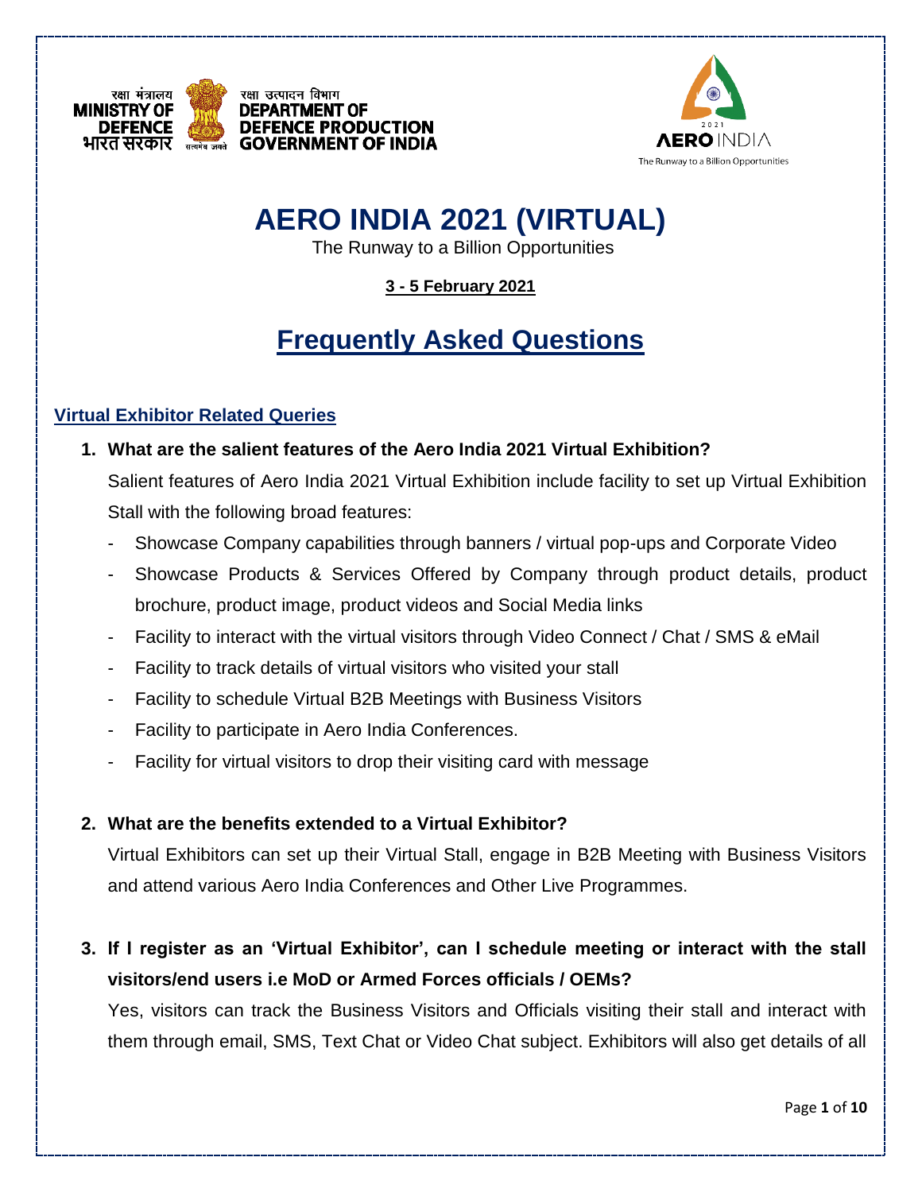रक्षा मंत्रालय
**MINISTRY OF DEFENCE**
भारत सरकार

रक्षा उत्पादन विभाग
**DEPARTMENT OF DEFENCE PRODUCTION**
**GOVERNMENT OF INDIA**

2021 **AERO** INDIA
The Runway to a Billion Opportunities

# AERO INDIA 2021 (VIRTUAL)

The Runway to a Billion Opportunities

**3 - 5 February 2021**

# Frequently Asked Questions

## Virtual Exhibitor Related Queries

**1. What are the salient features of the Aero India 2021 Virtual Exhibition?**

Salient features of Aero India 2021 Virtual Exhibition include facility to set up Virtual Exhibition Stall with the following broad features:

- Showcase Company capabilities through banners / virtual pop-ups and Corporate Video
- Showcase Products & Services Offered by Company through product details, product brochure, product image, product videos and Social Media links
- Facility to interact with the virtual visitors through Video Connect / Chat / SMS & eMail
- Facility to track details of virtual visitors who visited your stall
- Facility to schedule Virtual B2B Meetings with Business Visitors
- Facility to participate in Aero India Conferences.
- Facility for virtual visitors to drop their visiting card with message

**2. What are the benefits extended to a Virtual Exhibitor?**

Virtual Exhibitors can set up their Virtual Stall, engage in B2B Meeting with Business Visitors and attend various Aero India Conferences and Other Live Programmes.

**3. If I register as an 'Virtual Exhibitor', can I schedule meeting or interact with the stall visitors/end users i.e MoD or Armed Forces officials / OEMs?**

Yes, visitors can track the Business Visitors and Officials visiting their stall and interact with them through email, SMS, Text Chat or Video Chat subject. Exhibitors will also get details of all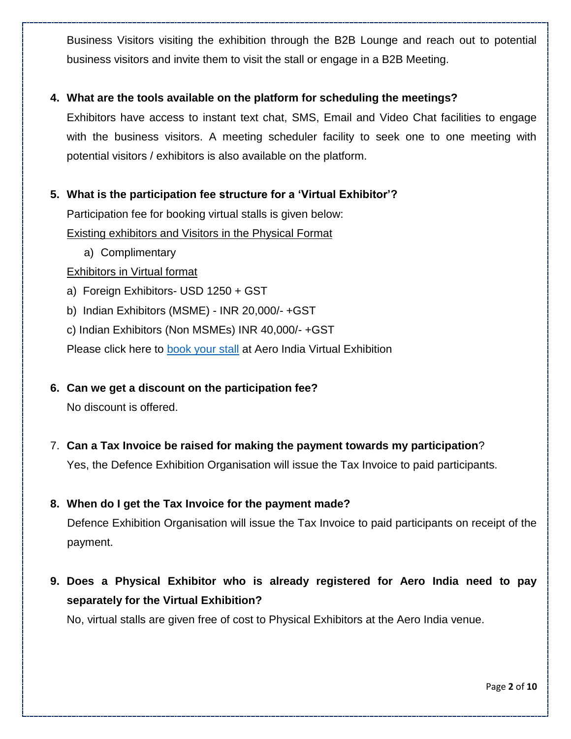Business Visitors visiting the exhibition through the B2B Lounge and reach out to potential business visitors and invite them to visit the stall or engage in a B2B Meeting.

4. **What are the tools available on the platform for scheduling the meetings?**

   Exhibitors have access to instant text chat, SMS, Email and Video Chat facilities to engage with the business visitors. A meeting scheduler facility to seek one to one meeting with potential visitors / exhibitors is also available on the platform.

5. **What is the participation fee structure for a 'Virtual Exhibitor'?**

   Participation fee for booking virtual stalls is given below:

   <u>Existing exhibitors and Visitors in the Physical Format</u>

   a) Complimentary

   <u>Exhibitors in Virtual format</u>

   a) Foreign Exhibitors- USD 1250 + GST

   b) Indian Exhibitors (MSME) - INR 20,000/- +GST

   c) Indian Exhibitors (Non MSMEs) INR 40,000/- +GST

   Please click here to book your stall at Aero India Virtual Exhibition

6. **Can we get a discount on the participation fee?**

   No discount is offered.

7. **Can a Tax Invoice be raised for making the payment towards my participation**?

   Yes, the Defence Exhibition Organisation will issue the Tax Invoice to paid participants.

8. **When do I get the Tax Invoice for the payment made?**

   Defence Exhibition Organisation will issue the Tax Invoice to paid participants on receipt of the payment.

9. **Does a Physical Exhibitor who is already registered for Aero India need to pay separately for the Virtual Exhibition?**

   No, virtual stalls are given free of cost to Physical Exhibitors at the Aero India venue.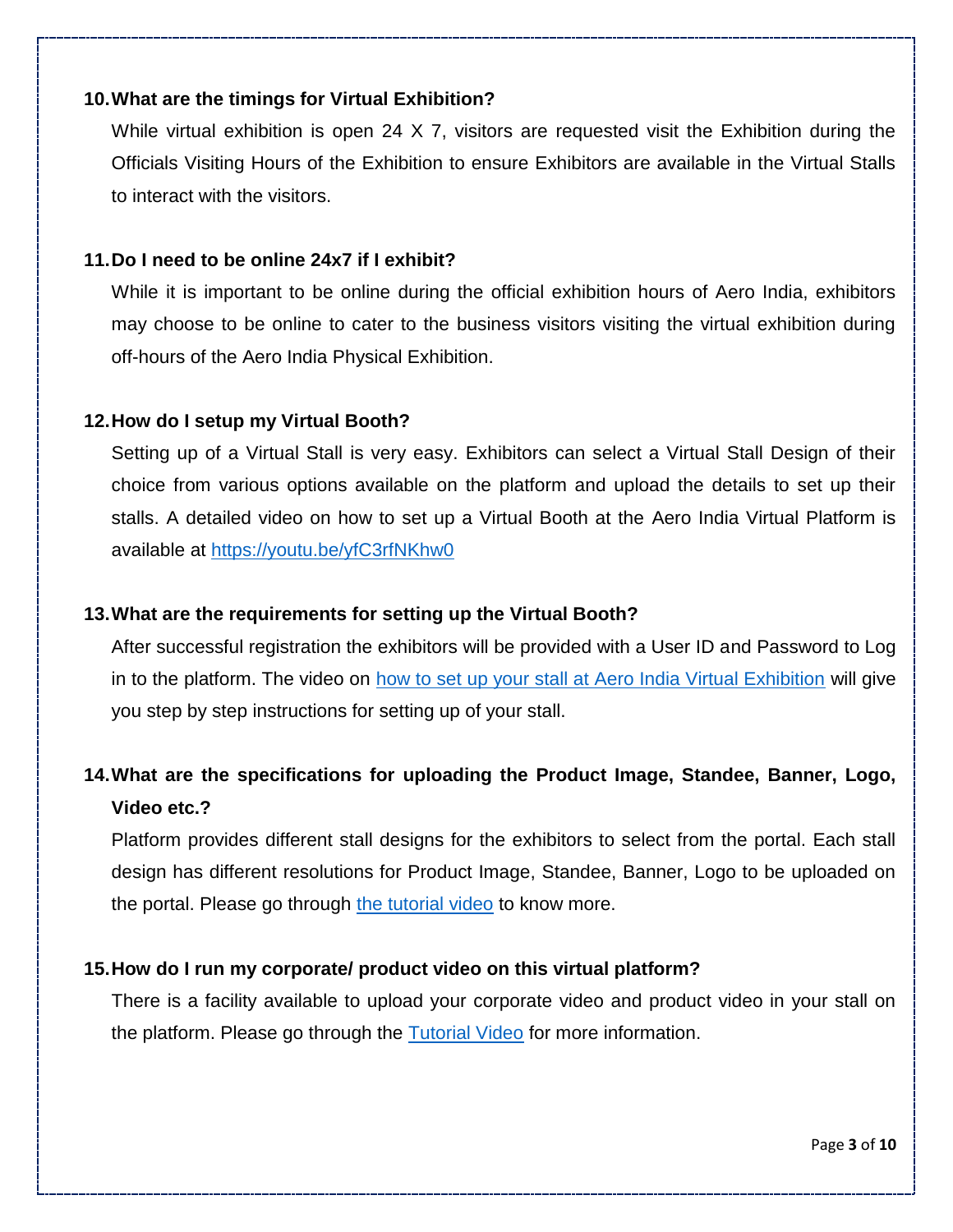**10. What are the timings for Virtual Exhibition?**

While virtual exhibition is open 24 X 7, visitors are requested visit the Exhibition during the Officials Visiting Hours of the Exhibition to ensure Exhibitors are available in the Virtual Stalls to interact with the visitors.

**11. Do I need to be online 24x7 if I exhibit?**

While it is important to be online during the official exhibition hours of Aero India, exhibitors may choose to be online to cater to the business visitors visiting the virtual exhibition during off-hours of the Aero India Physical Exhibition.

**12. How do I setup my Virtual Booth?**

Setting up of a Virtual Stall is very easy. Exhibitors can select a Virtual Stall Design of their choice from various options available on the platform and upload the details to set up their stalls. A detailed video on how to set up a Virtual Booth at the Aero India Virtual Platform is available at https://youtu.be/yfC3rfNKhw0

**13. What are the requirements for setting up the Virtual Booth?**

After successful registration the exhibitors will be provided with a User ID and Password to Log in to the platform. The video on how to set up your stall at Aero India Virtual Exhibition will give you step by step instructions for setting up of your stall.

**14. What are the specifications for uploading the Product Image, Standee, Banner, Logo, Video etc.?**

Platform provides different stall designs for the exhibitors to select from the portal. Each stall design has different resolutions for Product Image, Standee, Banner, Logo to be uploaded on the portal. Please go through the tutorial video to know more.

**15. How do I run my corporate/ product video on this virtual platform?**

There is a facility available to upload your corporate video and product video in your stall on the platform. Please go through the Tutorial Video for more information.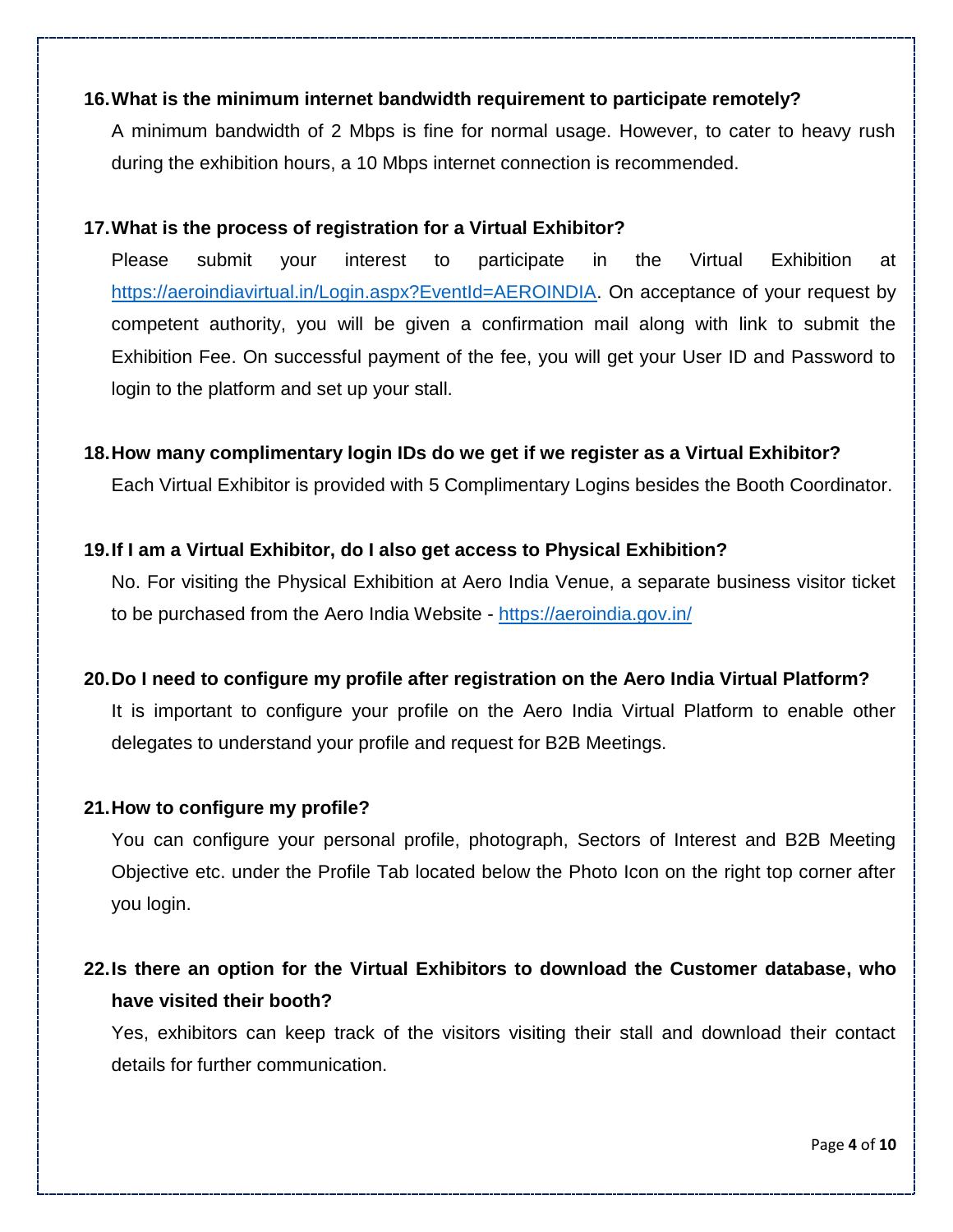**16. What is the minimum internet bandwidth requirement to participate remotely?**

A minimum bandwidth of 2 Mbps is fine for normal usage. However, to cater to heavy rush during the exhibition hours, a 10 Mbps internet connection is recommended.

**17. What is the process of registration for a Virtual Exhibitor?**

Please submit your interest to participate in the Virtual Exhibition at [https://aeroindiavirtual.in/Login.aspx?EventId=AEROINDIA](https://aeroindiavirtual.in/Login.aspx?EventId=AEROINDIA). On acceptance of your request by competent authority, you will be given a confirmation mail along with link to submit the Exhibition Fee. On successful payment of the fee, you will get your User ID and Password to login to the platform and set up your stall.

**18. How many complimentary login IDs do we get if we register as a Virtual Exhibitor?**

Each Virtual Exhibitor is provided with 5 Complimentary Logins besides the Booth Coordinator.

**19. If I am a Virtual Exhibitor, do I also get access to Physical Exhibition?**

No. For visiting the Physical Exhibition at Aero India Venue, a separate business visitor ticket to be purchased from the Aero India Website - [https://aeroindia.gov.in/](https://aeroindia.gov.in/)

**20. Do I need to configure my profile after registration on the Aero India Virtual Platform?**

It is important to configure your profile on the Aero India Virtual Platform to enable other delegates to understand your profile and request for B2B Meetings.

**21. How to configure my profile?**

You can configure your personal profile, photograph, Sectors of Interest and B2B Meeting Objective etc. under the Profile Tab located below the Photo Icon on the right top corner after you login.

**22. Is there an option for the Virtual Exhibitors to download the Customer database, who have visited their booth?**

Yes, exhibitors can keep track of the visitors visiting their stall and download their contact details for further communication.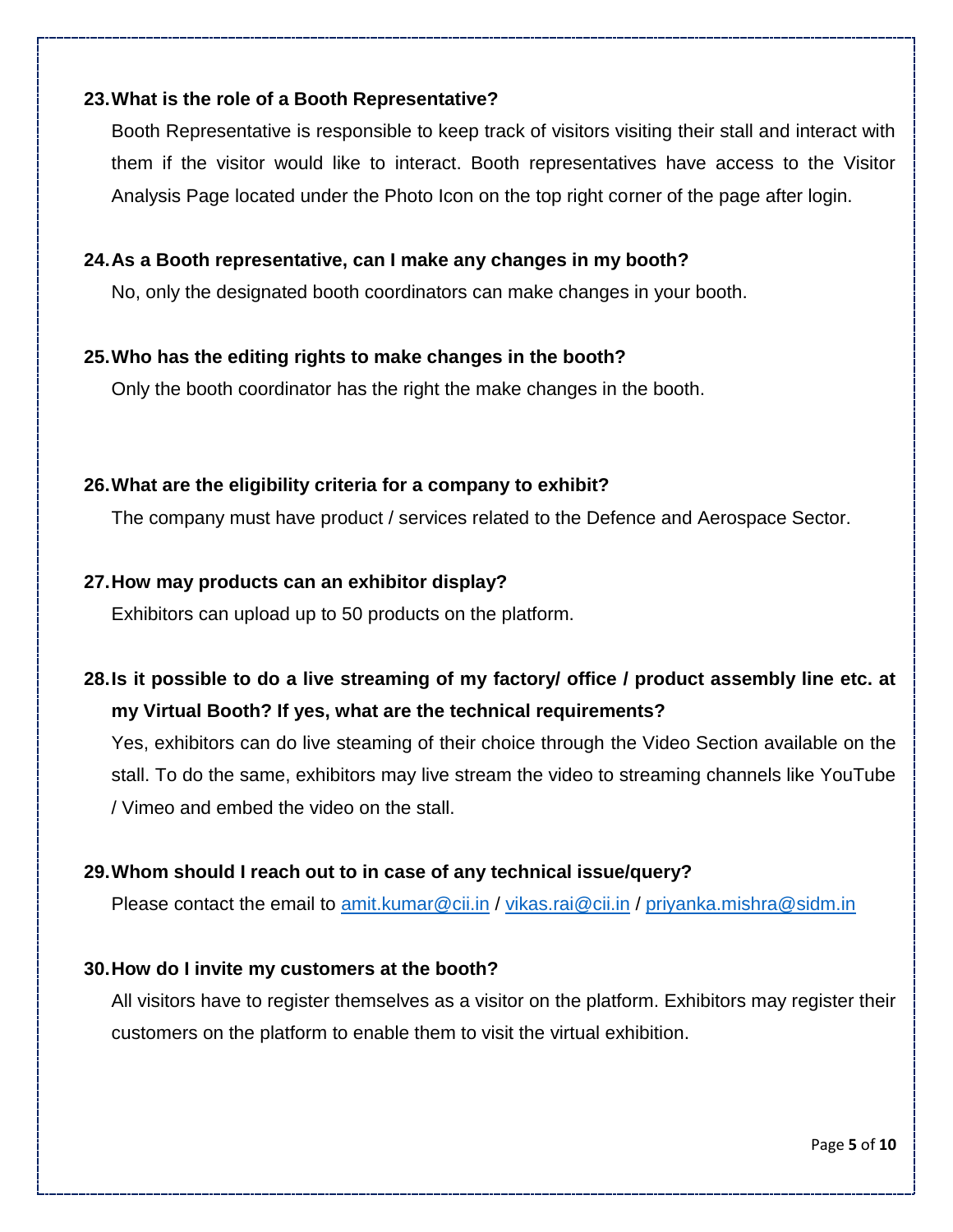**23. What is the role of a Booth Representative?**

Booth Representative is responsible to keep track of visitors visiting their stall and interact with them if the visitor would like to interact. Booth representatives have access to the Visitor Analysis Page located under the Photo Icon on the top right corner of the page after login.

**24. As a Booth representative, can I make any changes in my booth?**

No, only the designated booth coordinators can make changes in your booth.

**25. Who has the editing rights to make changes in the booth?**

Only the booth coordinator has the right the make changes in the booth.

**26. What are the eligibility criteria for a company to exhibit?**

The company must have product / services related to the Defence and Aerospace Sector.

**27. How may products can an exhibitor display?**

Exhibitors can upload up to 50 products on the platform.

**28. Is it possible to do a live streaming of my factory/ office / product assembly line etc. at my Virtual Booth? If yes, what are the technical requirements?**

Yes, exhibitors can do live steaming of their choice through the Video Section available on the stall. To do the same, exhibitors may live stream the video to streaming channels like YouTube / Vimeo and embed the video on the stall.

**29. Whom should I reach out to in case of any technical issue/query?**

Please contact the email to amit.kumar@cii.in / vikas.rai@cii.in / priyanka.mishra@sidm.in

**30. How do I invite my customers at the booth?**

All visitors have to register themselves as a visitor on the platform. Exhibitors may register their customers on the platform to enable them to visit the virtual exhibition.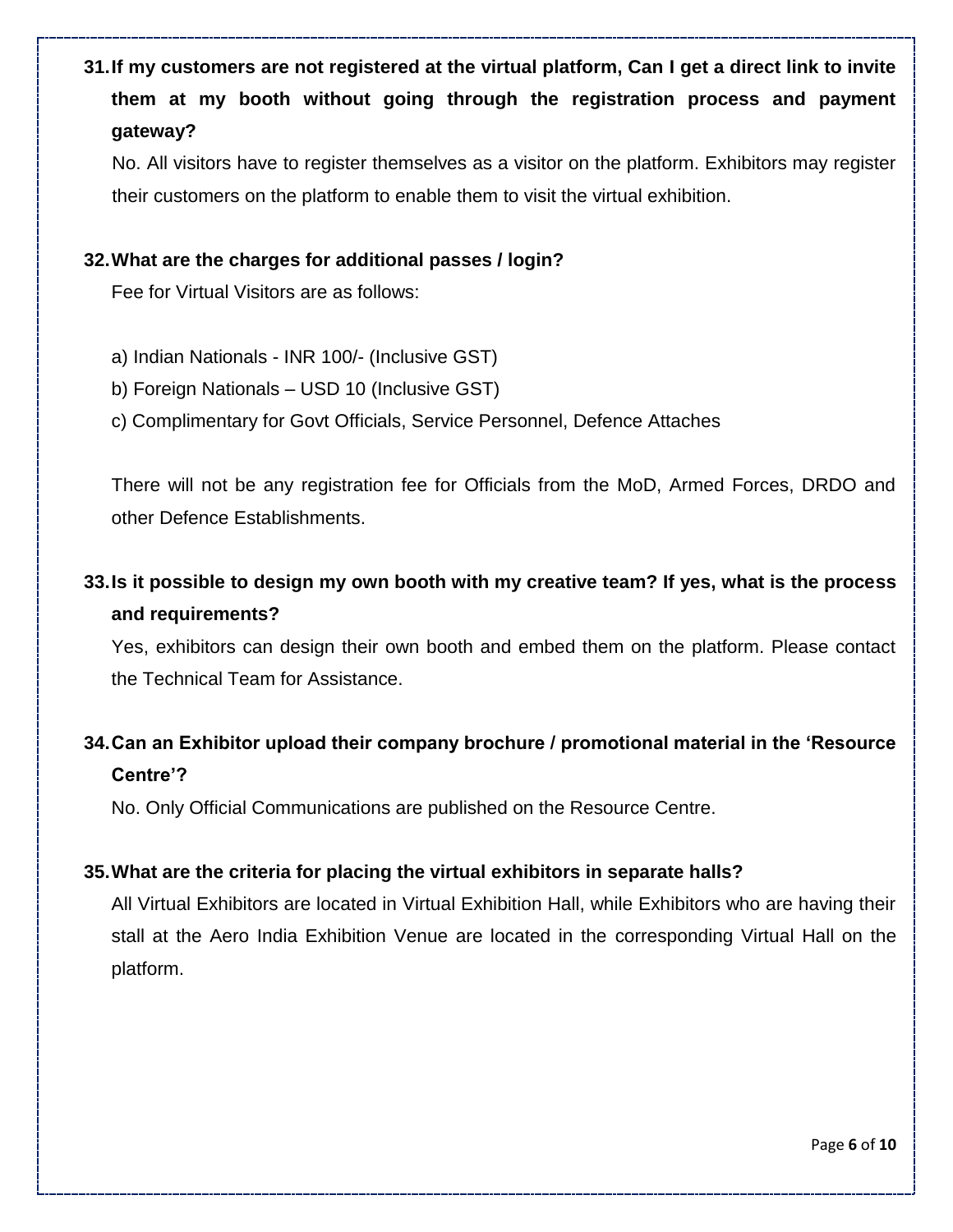**31. If my customers are not registered at the virtual platform, Can I get a direct link to invite them at my booth without going through the registration process and payment gateway?**

No. All visitors have to register themselves as a visitor on the platform. Exhibitors may register their customers on the platform to enable them to visit the virtual exhibition.

**32. What are the charges for additional passes / login?**

Fee for Virtual Visitors are as follows:

a) Indian Nationals - INR 100/- (Inclusive GST)

b) Foreign Nationals – USD 10 (Inclusive GST)

c) Complimentary for Govt Officials, Service Personnel, Defence Attaches

There will not be any registration fee for Officials from the MoD, Armed Forces, DRDO and other Defence Establishments.

**33. Is it possible to design my own booth with my creative team? If yes, what is the process and requirements?**

Yes, exhibitors can design their own booth and embed them on the platform. Please contact the Technical Team for Assistance.

**34. Can an Exhibitor upload their company brochure / promotional material in the 'Resource Centre'?**

No. Only Official Communications are published on the Resource Centre.

**35. What are the criteria for placing the virtual exhibitors in separate halls?**

All Virtual Exhibitors are located in Virtual Exhibition Hall, while Exhibitors who are having their stall at the Aero India Exhibition Venue are located in the corresponding Virtual Hall on the platform.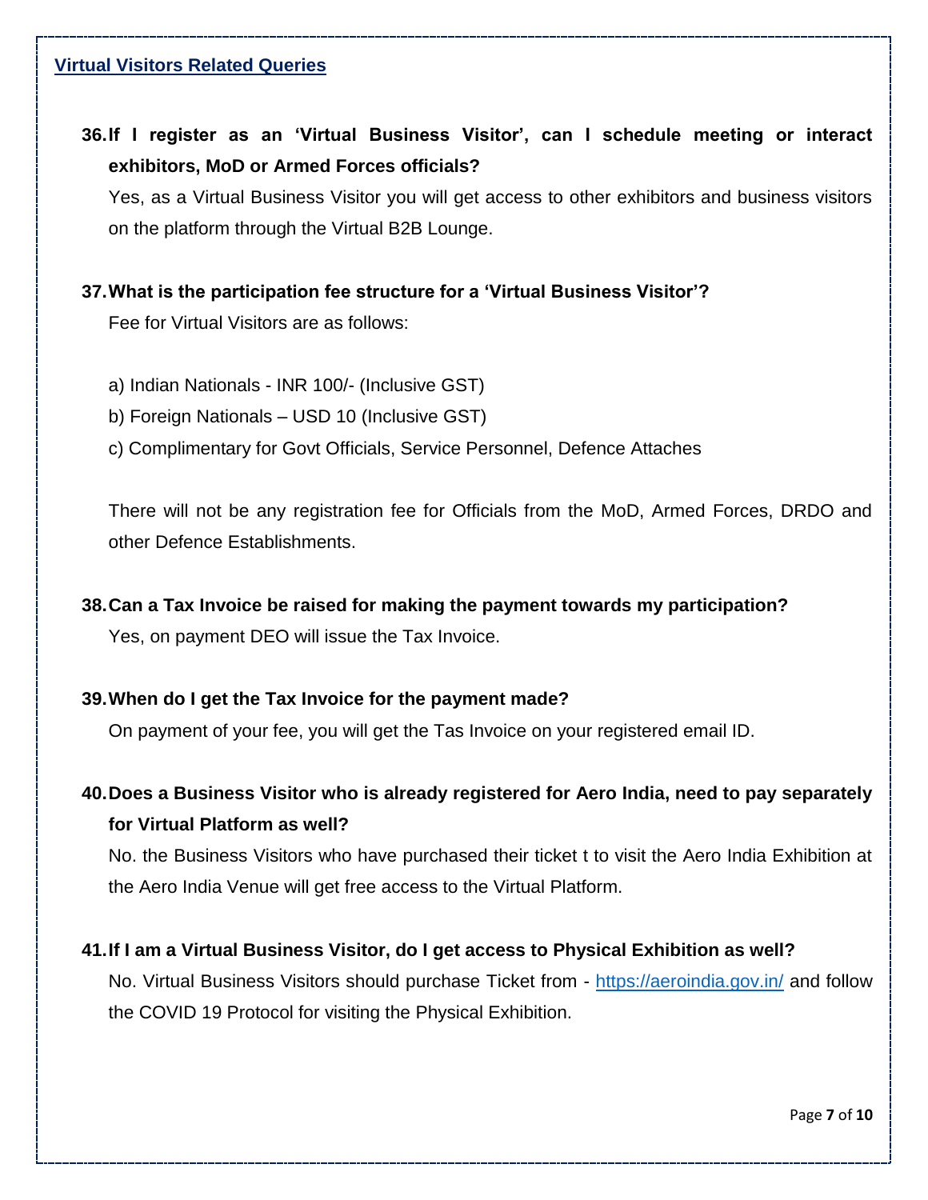## Virtual Visitors Related Queries

**36. If I register as an 'Virtual Business Visitor', can I schedule meeting or interact exhibitors, MoD or Armed Forces officials?**

Yes, as a Virtual Business Visitor you will get access to other exhibitors and business visitors on the platform through the Virtual B2B Lounge.

**37. What is the participation fee structure for a 'Virtual Business Visitor'?**

Fee for Virtual Visitors are as follows:

a) Indian Nationals - INR 100/- (Inclusive GST)

b) Foreign Nationals – USD 10 (Inclusive GST)

c) Complimentary for Govt Officials, Service Personnel, Defence Attaches

There will not be any registration fee for Officials from the MoD, Armed Forces, DRDO and other Defence Establishments.

**38. Can a Tax Invoice be raised for making the payment towards my participation?**

Yes, on payment DEO will issue the Tax Invoice.

**39. When do I get the Tax Invoice for the payment made?**

On payment of your fee, you will get the Tas Invoice on your registered email ID.

**40. Does a Business Visitor who is already registered for Aero India, need to pay separately for Virtual Platform as well?**

No. the Business Visitors who have purchased their ticket t to visit the Aero India Exhibition at the Aero India Venue will get free access to the Virtual Platform.

**41. If I am a Virtual Business Visitor, do I get access to Physical Exhibition as well?**

No. Virtual Business Visitors should purchase Ticket from - [https://aeroindia.gov.in/](https://aeroindia.gov.in/) and follow the COVID 19 Protocol for visiting the Physical Exhibition.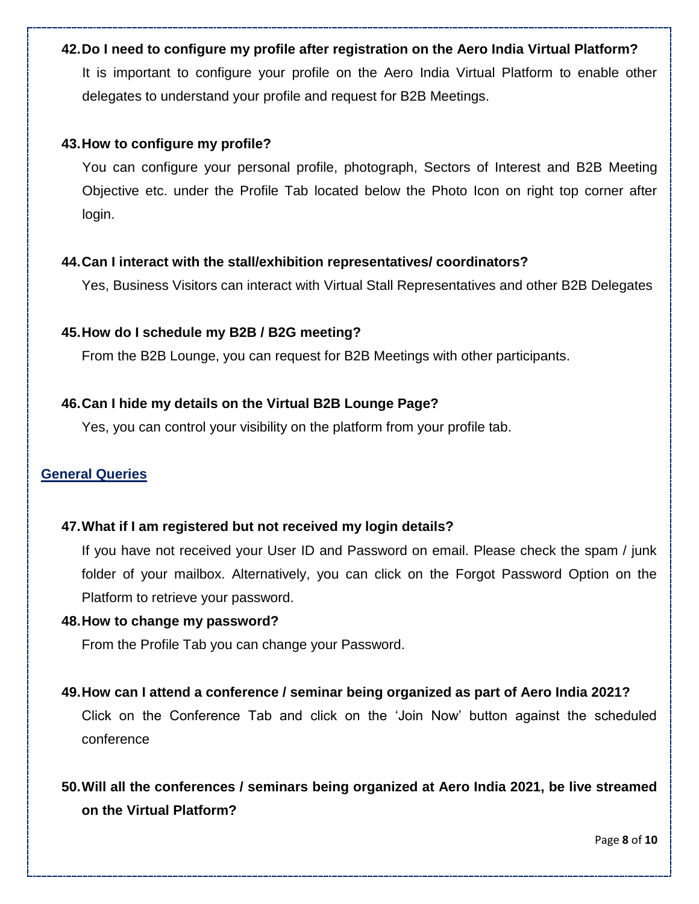**42. Do I need to configure my profile after registration on the Aero India Virtual Platform?**

It is important to configure your profile on the Aero India Virtual Platform to enable other delegates to understand your profile and request for B2B Meetings.

**43. How to configure my profile?**

You can configure your personal profile, photograph, Sectors of Interest and B2B Meeting Objective etc. under the Profile Tab located below the Photo Icon on right top corner after login.

**44. Can I interact with the stall/exhibition representatives/ coordinators?**

Yes, Business Visitors can interact with Virtual Stall Representatives and other B2B Delegates

**45. How do I schedule my B2B / B2G meeting?**

From the B2B Lounge, you can request for B2B Meetings with other participants.

**46. Can I hide my details on the Virtual B2B Lounge Page?**

Yes, you can control your visibility on the platform from your profile tab.

## General Queries

**47. What if I am registered but not received my login details?**

If you have not received your User ID and Password on email. Please check the spam / junk folder of your mailbox. Alternatively, you can click on the Forgot Password Option on the Platform to retrieve your password.

**48. How to change my password?**

From the Profile Tab you can change your Password.

**49. How can I attend a conference / seminar being organized as part of Aero India 2021?**

Click on the Conference Tab and click on the 'Join Now' button against the scheduled conference

**50. Will all the conferences / seminars being organized at Aero India 2021, be live streamed on the Virtual Platform?**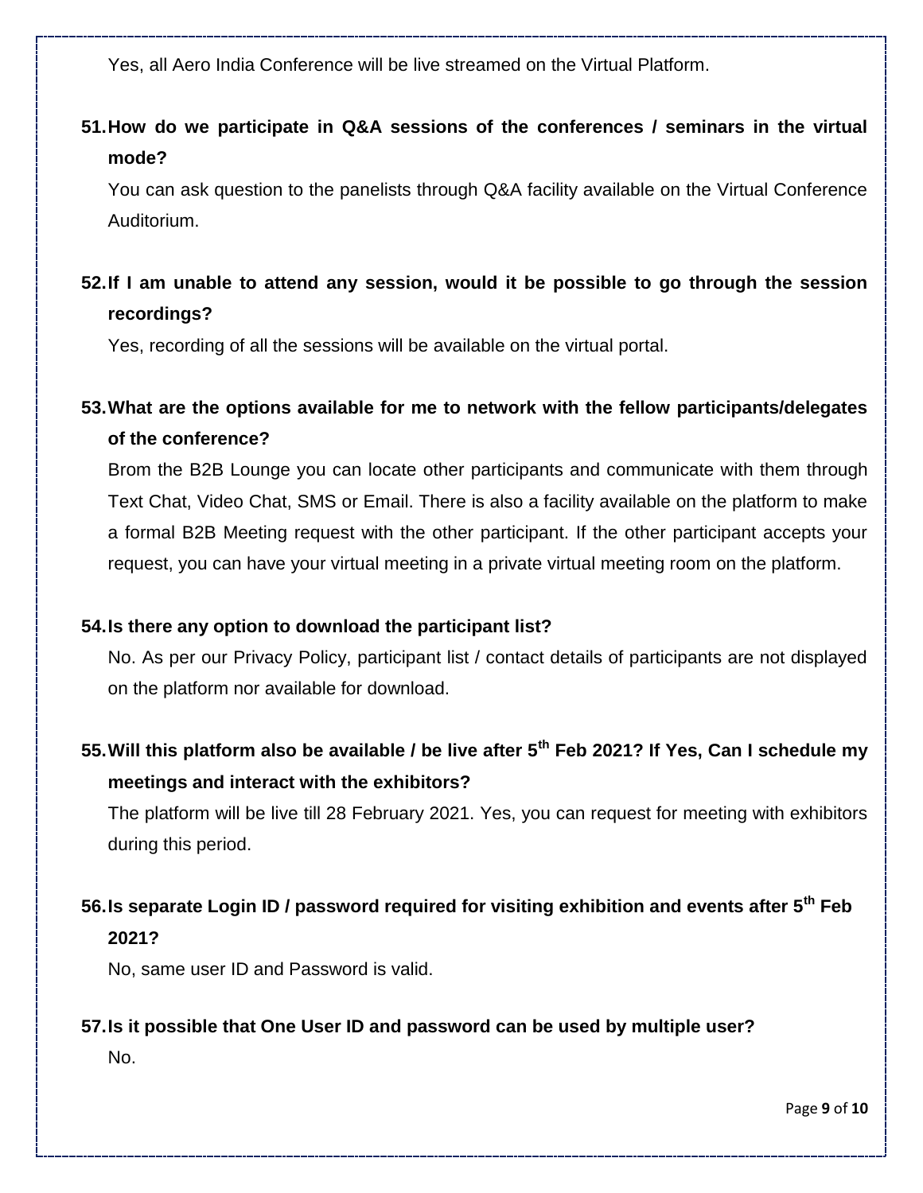Yes, all Aero India Conference will be live streamed on the Virtual Platform.

**51. How do we participate in Q&A sessions of the conferences / seminars in the virtual mode?**

You can ask question to the panelists through Q&A facility available on the Virtual Conference Auditorium.

**52. If I am unable to attend any session, would it be possible to go through the session recordings?**

Yes, recording of all the sessions will be available on the virtual portal.

**53. What are the options available for me to network with the fellow participants/delegates of the conference?**

Brom the B2B Lounge you can locate other participants and communicate with them through Text Chat, Video Chat, SMS or Email. There is also a facility available on the platform to make a formal B2B Meeting request with the other participant. If the other participant accepts your request, you can have your virtual meeting in a private virtual meeting room on the platform.

**54. Is there any option to download the participant list?**

No. As per our Privacy Policy, participant list / contact details of participants are not displayed on the platform nor available for download.

**55. Will this platform also be available / be live after 5th Feb 2021? If Yes, Can I schedule my meetings and interact with the exhibitors?**

The platform will be live till 28 February 2021. Yes, you can request for meeting with exhibitors during this period.

**56. Is separate Login ID / password required for visiting exhibition and events after 5th Feb 2021?**

No, same user ID and Password is valid.

**57. Is it possible that One User ID and password can be used by multiple user?**

No.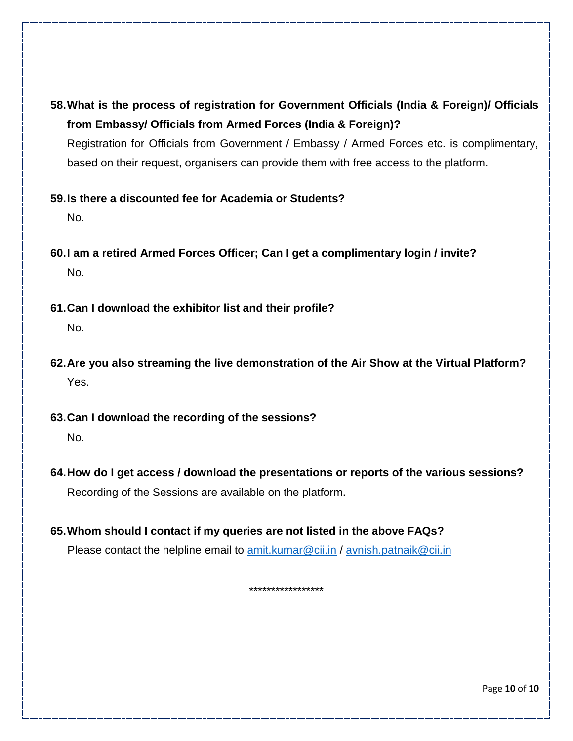**58. What is the process of registration for Government Officials (India & Foreign)/ Officials from Embassy/ Officials from Armed Forces (India & Foreign)?**

Registration for Officials from Government / Embassy / Armed Forces etc. is complimentary, based on their request, organisers can provide them with free access to the platform.

**59. Is there a discounted fee for Academia or Students?**

No.

**60. I am a retired Armed Forces Officer; Can I get a complimentary login / invite?**

No.

**61. Can I download the exhibitor list and their profile?**

No.

**62. Are you also streaming the live demonstration of the Air Show at the Virtual Platform?**

Yes.

**63. Can I download the recording of the sessions?**

No.

**64. How do I get access / download the presentations or reports of the various sessions?**

Recording of the Sessions are available on the platform.

**65. Whom should I contact if my queries are not listed in the above FAQs?**

Please contact the helpline email to amit.kumar@cii.in / avnish.patnaik@cii.in

*****************